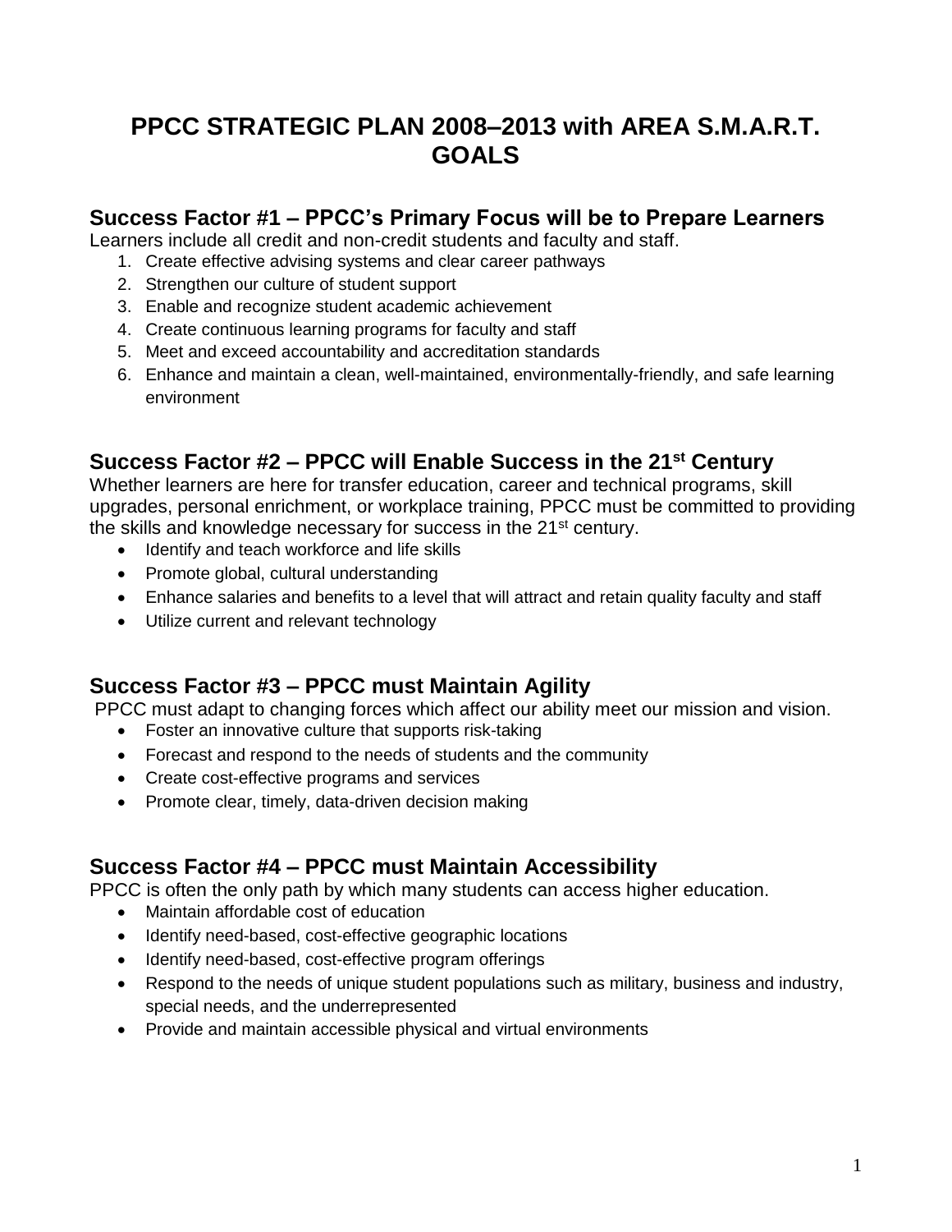# PPCC STRATEGIC PLAN 2008–2013 with AREA S.M.A.R.T. GOALS

## Success Factor #1 – PPCC's Primary Focus will be to Prepare Learners

Learners include all credit and non-credit students and faculty and staff.

1. Create effective advising systems and clear career pathways
2. Strengthen our culture of student support
3. Enable and recognize student academic achievement
4. Create continuous learning programs for faculty and staff
5. Meet and exceed accountability and accreditation standards
6. Enhance and maintain a clean, well-maintained, environmentally-friendly, and safe learning environment

## Success Factor #2 – PPCC will Enable Success in the 21st Century

Whether learners are here for transfer education, career and technical programs, skill upgrades, personal enrichment, or workplace training, PPCC must be committed to providing the skills and knowledge necessary for success in the 21st century.

- Identify and teach workforce and life skills
- Promote global, cultural understanding
- Enhance salaries and benefits to a level that will attract and retain quality faculty and staff
- Utilize current and relevant technology

## Success Factor #3 – PPCC must Maintain Agility

PPCC must adapt to changing forces which affect our ability meet our mission and vision.

- Foster an innovative culture that supports risk-taking
- Forecast and respond to the needs of students and the community
- Create cost-effective programs and services
- Promote clear, timely, data-driven decision making

## Success Factor #4 – PPCC must Maintain Accessibility

PPCC is often the only path by which many students can access higher education.

- Maintain affordable cost of education
- Identify need-based, cost-effective geographic locations
- Identify need-based, cost-effective program offerings
- Respond to the needs of unique student populations such as military, business and industry, special needs, and the underrepresented
- Provide and maintain accessible physical and virtual environments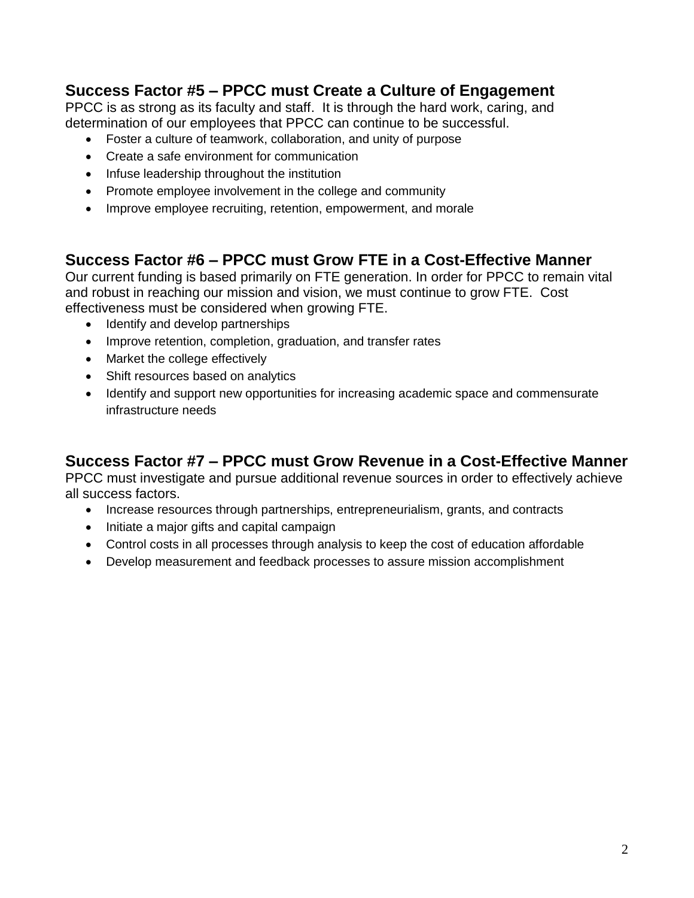## Success Factor #5 – PPCC must Create a Culture of Engagement

PPCC is as strong as its faculty and staff. It is through the hard work, caring, and determination of our employees that PPCC can continue to be successful.

- Foster a culture of teamwork, collaboration, and unity of purpose
- Create a safe environment for communication
- Infuse leadership throughout the institution
- Promote employee involvement in the college and community
- Improve employee recruiting, retention, empowerment, and morale

## Success Factor #6 – PPCC must Grow FTE in a Cost-Effective Manner

Our current funding is based primarily on FTE generation. In order for PPCC to remain vital and robust in reaching our mission and vision, we must continue to grow FTE. Cost effectiveness must be considered when growing FTE.

- Identify and develop partnerships
- Improve retention, completion, graduation, and transfer rates
- Market the college effectively
- Shift resources based on analytics
- Identify and support new opportunities for increasing academic space and commensurate infrastructure needs

## Success Factor #7 – PPCC must Grow Revenue in a Cost-Effective Manner

PPCC must investigate and pursue additional revenue sources in order to effectively achieve all success factors.

- Increase resources through partnerships, entrepreneurialism, grants, and contracts
- Initiate a major gifts and capital campaign
- Control costs in all processes through analysis to keep the cost of education affordable
- Develop measurement and feedback processes to assure mission accomplishment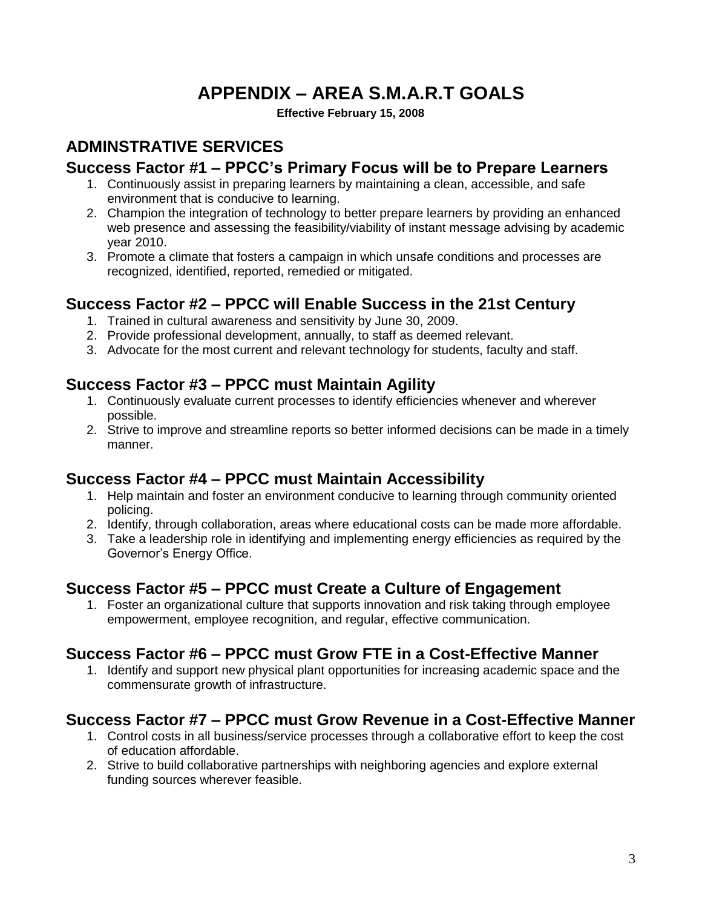# APPENDIX – AREA S.M.A.R.T GOALS

**Effective February 15, 2008**

## ADMINSTRATIVE SERVICES

### Success Factor #1 – PPCC's Primary Focus will be to Prepare Learners

1. Continuously assist in preparing learners by maintaining a clean, accessible, and safe environment that is conducive to learning.
2. Champion the integration of technology to better prepare learners by providing an enhanced web presence and assessing the feasibility/viability of instant message advising by academic year 2010.
3. Promote a climate that fosters a campaign in which unsafe conditions and processes are recognized, identified, reported, remedied or mitigated.

### Success Factor #2 – PPCC will Enable Success in the 21st Century

1. Trained in cultural awareness and sensitivity by June 30, 2009.
2. Provide professional development, annually, to staff as deemed relevant.
3. Advocate for the most current and relevant technology for students, faculty and staff.

### Success Factor #3 – PPCC must Maintain Agility

1. Continuously evaluate current processes to identify efficiencies whenever and wherever possible.
2. Strive to improve and streamline reports so better informed decisions can be made in a timely manner.

### Success Factor #4 – PPCC must Maintain Accessibility

1. Help maintain and foster an environment conducive to learning through community oriented policing.
2. Identify, through collaboration, areas where educational costs can be made more affordable.
3. Take a leadership role in identifying and implementing energy efficiencies as required by the Governor's Energy Office.

### Success Factor #5 – PPCC must Create a Culture of Engagement

1. Foster an organizational culture that supports innovation and risk taking through employee empowerment, employee recognition, and regular, effective communication.

### Success Factor #6 – PPCC must Grow FTE in a Cost-Effective Manner

1. Identify and support new physical plant opportunities for increasing academic space and the commensurate growth of infrastructure.

### Success Factor #7 – PPCC must Grow Revenue in a Cost-Effective Manner

1. Control costs in all business/service processes through a collaborative effort to keep the cost of education affordable.
2. Strive to build collaborative partnerships with neighboring agencies and explore external funding sources wherever feasible.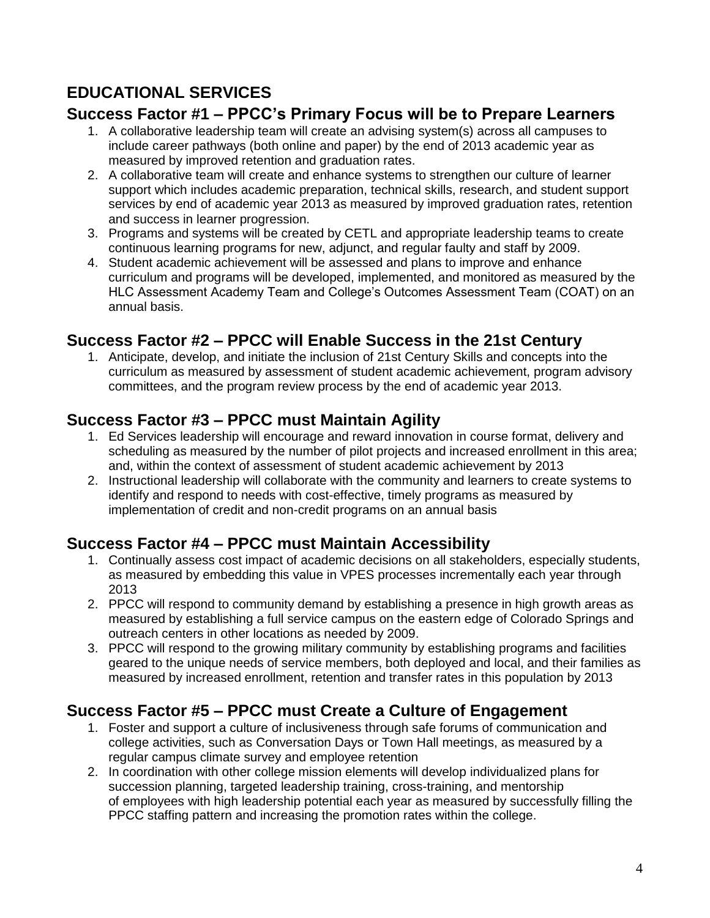# EDUCATIONAL SERVICES

## Success Factor #1 – PPCC's Primary Focus will be to Prepare Learners

1. A collaborative leadership team will create an advising system(s) across all campuses to include career pathways (both online and paper) by the end of 2013 academic year as measured by improved retention and graduation rates.
2. A collaborative team will create and enhance systems to strengthen our culture of learner support which includes academic preparation, technical skills, research, and student support services by end of academic year 2013 as measured by improved graduation rates, retention and success in learner progression.
3. Programs and systems will be created by CETL and appropriate leadership teams to create continuous learning programs for new, adjunct, and regular faulty and staff by 2009.
4. Student academic achievement will be assessed and plans to improve and enhance curriculum and programs will be developed, implemented, and monitored as measured by the HLC Assessment Academy Team and College's Outcomes Assessment Team (COAT) on an annual basis.

## Success Factor #2 – PPCC will Enable Success in the 21st Century

1. Anticipate, develop, and initiate the inclusion of 21st Century Skills and concepts into the curriculum as measured by assessment of student academic achievement, program advisory committees, and the program review process by the end of academic year 2013.

## Success Factor #3 – PPCC must Maintain Agility

1. Ed Services leadership will encourage and reward innovation in course format, delivery and scheduling as measured by the number of pilot projects and increased enrollment in this area; and, within the context of assessment of student academic achievement by 2013
2. Instructional leadership will collaborate with the community and learners to create systems to identify and respond to needs with cost-effective, timely programs as measured by implementation of credit and non-credit programs on an annual basis

## Success Factor #4 – PPCC must Maintain Accessibility

1. Continually assess cost impact of academic decisions on all stakeholders, especially students, as measured by embedding this value in VPES processes incrementally each year through 2013
2. PPCC will respond to community demand by establishing a presence in high growth areas as measured by establishing a full service campus on the eastern edge of Colorado Springs and outreach centers in other locations as needed by 2009.
3. PPCC will respond to the growing military community by establishing programs and facilities geared to the unique needs of service members, both deployed and local, and their families as measured by increased enrollment, retention and transfer rates in this population by 2013

## Success Factor #5 – PPCC must Create a Culture of Engagement

1. Foster and support a culture of inclusiveness through safe forums of communication and college activities, such as Conversation Days or Town Hall meetings, as measured by a regular campus climate survey and employee retention
2. In coordination with other college mission elements will develop individualized plans for succession planning, targeted leadership training, cross-training, and mentorship of employees with high leadership potential each year as measured by successfully filling the PPCC staffing pattern and increasing the promotion rates within the college.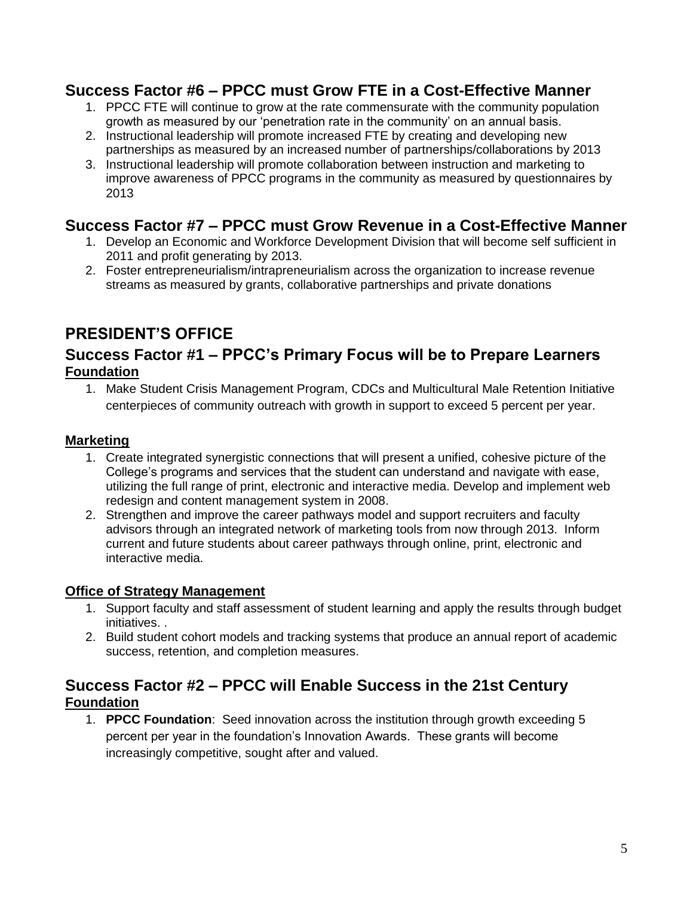## Success Factor #6 – PPCC must Grow FTE in a Cost-Effective Manner

1. PPCC FTE will continue to grow at the rate commensurate with the community population growth as measured by our 'penetration rate in the community' on an annual basis.
2. Instructional leadership will promote increased FTE by creating and developing new partnerships as measured by an increased number of partnerships/collaborations by 2013
3. Instructional leadership will promote collaboration between instruction and marketing to improve awareness of PPCC programs in the community as measured by questionnaires by 2013

## Success Factor #7 – PPCC must Grow Revenue in a Cost-Effective Manner

1. Develop an Economic and Workforce Development Division that will become self sufficient in 2011 and profit generating by 2013.
2. Foster entrepreneurialism/intrapreneurialism across the organization to increase revenue streams as measured by grants, collaborative partnerships and private donations

# PRESIDENT'S OFFICE

## Success Factor #1 – PPCC's Primary Focus will be to Prepare Learners

### Foundation

1. Make Student Crisis Management Program, CDCs and Multicultural Male Retention Initiative centerpieces of community outreach with growth in support to exceed 5 percent per year.

### Marketing

1. Create integrated synergistic connections that will present a unified, cohesive picture of the College's programs and services that the student can understand and navigate with ease, utilizing the full range of print, electronic and interactive media. Develop and implement web redesign and content management system in 2008.
2. Strengthen and improve the career pathways model and support recruiters and faculty advisors through an integrated network of marketing tools from now through 2013. Inform current and future students about career pathways through online, print, electronic and interactive media.

### Office of Strategy Management

1. Support faculty and staff assessment of student learning and apply the results through budget initiatives. .
2. Build student cohort models and tracking systems that produce an annual report of academic success, retention, and completion measures.

## Success Factor #2 – PPCC will Enable Success in the 21st Century

### Foundation

1. **PPCC Foundation**: Seed innovation across the institution through growth exceeding 5 percent per year in the foundation's Innovation Awards. These grants will become increasingly competitive, sought after and valued.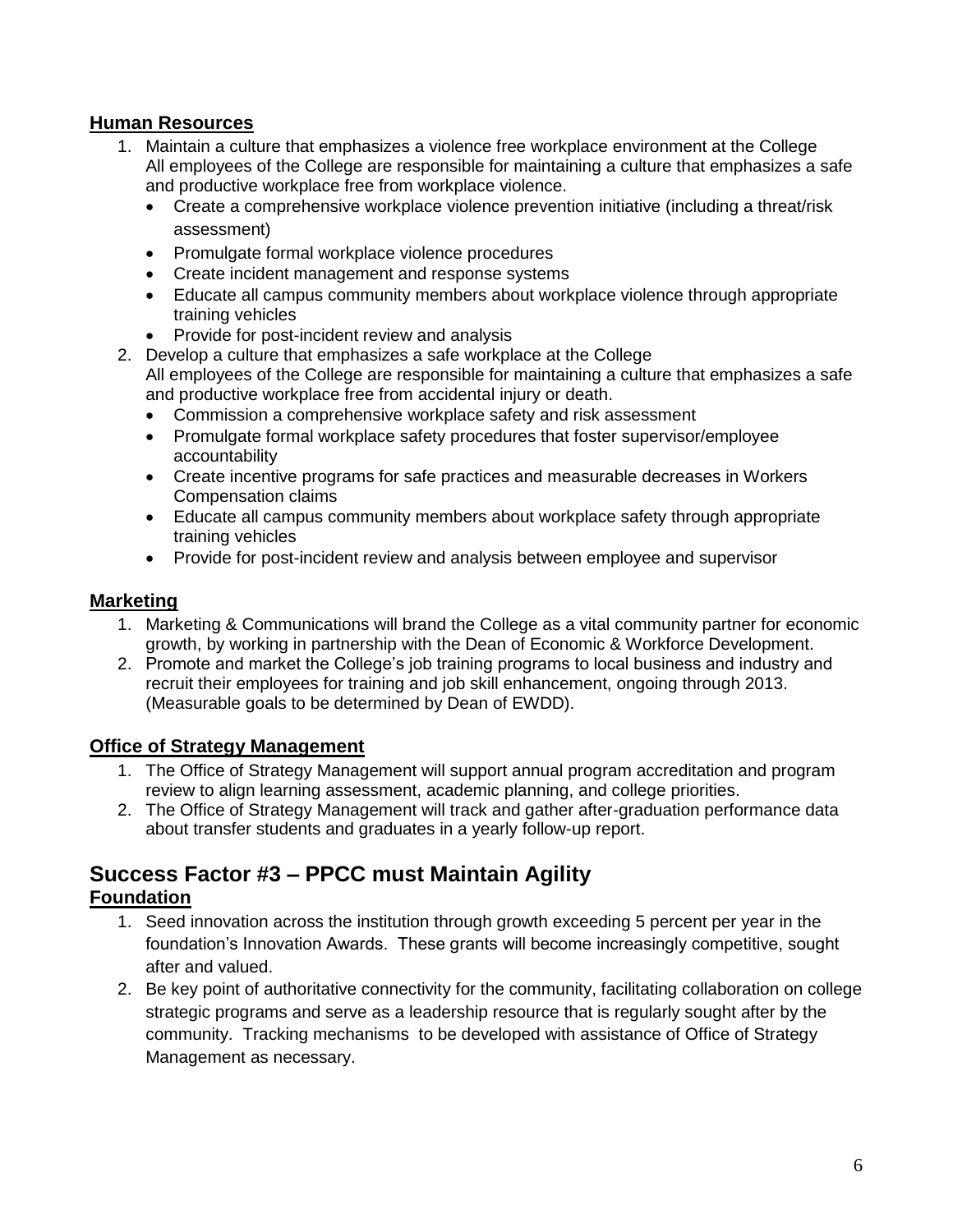### **Human Resources**

1. Maintain a culture that emphasizes a violence free workplace environment at the College
   All employees of the College are responsible for maintaining a culture that emphasizes a safe and productive workplace free from workplace violence.
   - Create a comprehensive workplace violence prevention initiative (including a threat/risk assessment)
   - Promulgate formal workplace violence procedures
   - Create incident management and response systems
   - Educate all campus community members about workplace violence through appropriate training vehicles
   - Provide for post-incident review and analysis
2. Develop a culture that emphasizes a safe workplace at the College
   All employees of the College are responsible for maintaining a culture that emphasizes a safe and productive workplace free from accidental injury or death.
   - Commission a comprehensive workplace safety and risk assessment
   - Promulgate formal workplace safety procedures that foster supervisor/employee accountability
   - Create incentive programs for safe practices and measurable decreases in Workers Compensation claims
   - Educate all campus community members about workplace safety through appropriate training vehicles
   - Provide for post-incident review and analysis between employee and supervisor

### **Marketing**

1. Marketing & Communications will brand the College as a vital community partner for economic growth, by working in partnership with the Dean of Economic & Workforce Development.
2. Promote and market the College's job training programs to local business and industry and recruit their employees for training and job skill enhancement, ongoing through 2013. (Measurable goals to be determined by Dean of EWDD).

### **Office of Strategy Management**

1. The Office of Strategy Management will support annual program accreditation and program review to align learning assessment, academic planning, and college priorities.
2. The Office of Strategy Management will track and gather after-graduation performance data about transfer students and graduates in a yearly follow-up report.

## Success Factor #3 – PPCC must Maintain Agility

### **Foundation**

1. Seed innovation across the institution through growth exceeding 5 percent per year in the foundation's Innovation Awards. These grants will become increasingly competitive, sought after and valued.
2. Be key point of authoritative connectivity for the community, facilitating collaboration on college strategic programs and serve as a leadership resource that is regularly sought after by the community. Tracking mechanisms to be developed with assistance of Office of Strategy Management as necessary.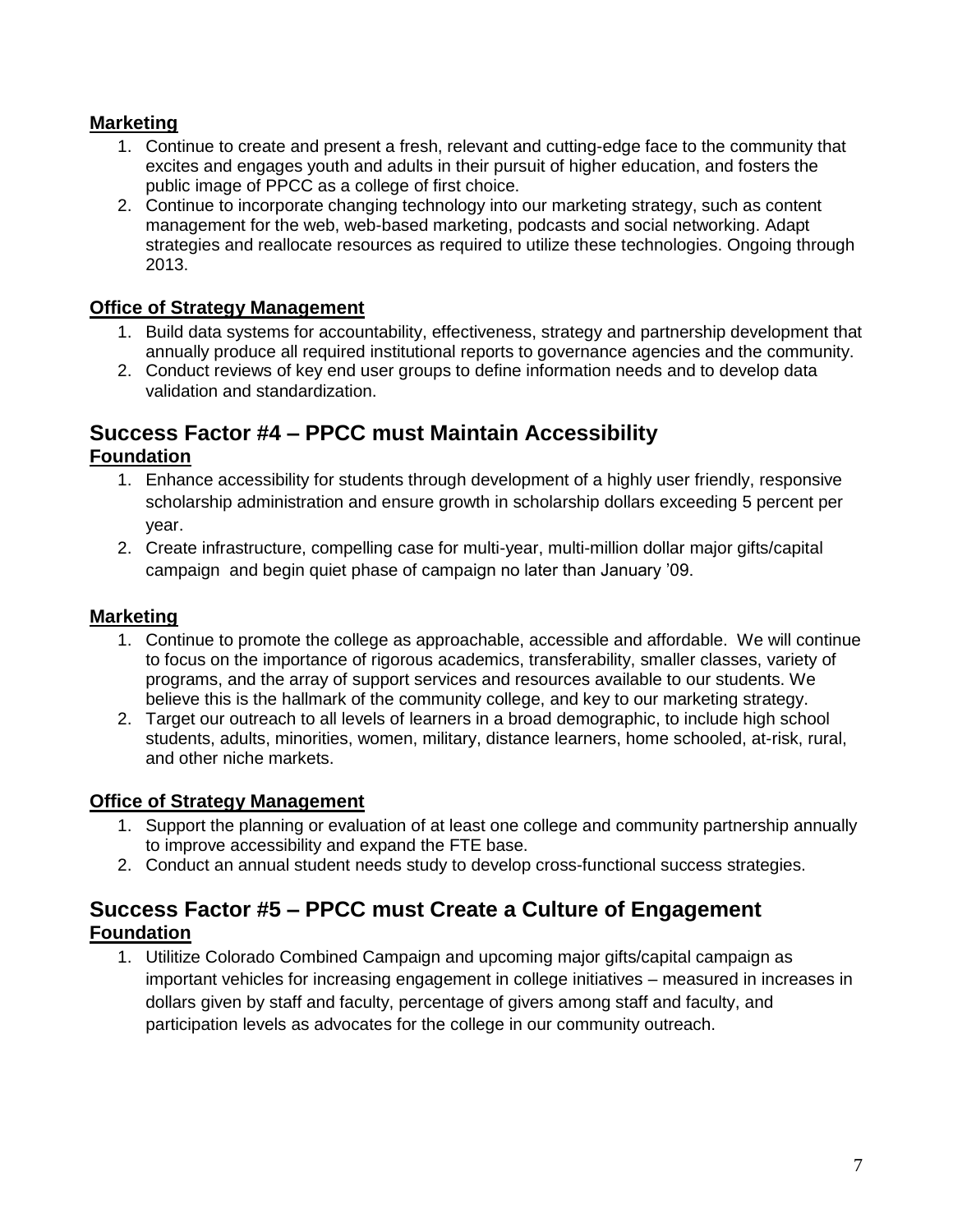### Marketing

1. Continue to create and present a fresh, relevant and cutting-edge face to the community that excites and engages youth and adults in their pursuit of higher education, and fosters the public image of PPCC as a college of first choice.
2. Continue to incorporate changing technology into our marketing strategy, such as content management for the web, web-based marketing, podcasts and social networking. Adapt strategies and reallocate resources as required to utilize these technologies. Ongoing through 2013.

### Office of Strategy Management

1. Build data systems for accountability, effectiveness, strategy and partnership development that annually produce all required institutional reports to governance agencies and the community.
2. Conduct reviews of key end user groups to define information needs and to develop data validation and standardization.

## Success Factor #4 – PPCC must Maintain Accessibility

### Foundation

1. Enhance accessibility for students through development of a highly user friendly, responsive scholarship administration and ensure growth in scholarship dollars exceeding 5 percent per year.
2. Create infrastructure, compelling case for multi-year, multi-million dollar major gifts/capital campaign and begin quiet phase of campaign no later than January '09.

### Marketing

1. Continue to promote the college as approachable, accessible and affordable. We will continue to focus on the importance of rigorous academics, transferability, smaller classes, variety of programs, and the array of support services and resources available to our students. We believe this is the hallmark of the community college, and key to our marketing strategy.
2. Target our outreach to all levels of learners in a broad demographic, to include high school students, adults, minorities, women, military, distance learners, home schooled, at-risk, rural, and other niche markets.

### Office of Strategy Management

1. Support the planning or evaluation of at least one college and community partnership annually to improve accessibility and expand the FTE base.
2. Conduct an annual student needs study to develop cross-functional success strategies.

## Success Factor #5 – PPCC must Create a Culture of Engagement

### Foundation

1. Utilize Colorado Combined Campaign and upcoming major gifts/capital campaign as important vehicles for increasing engagement in college initiatives – measured in increases in dollars given by staff and faculty, percentage of givers among staff and faculty, and participation levels as advocates for the college in our community outreach.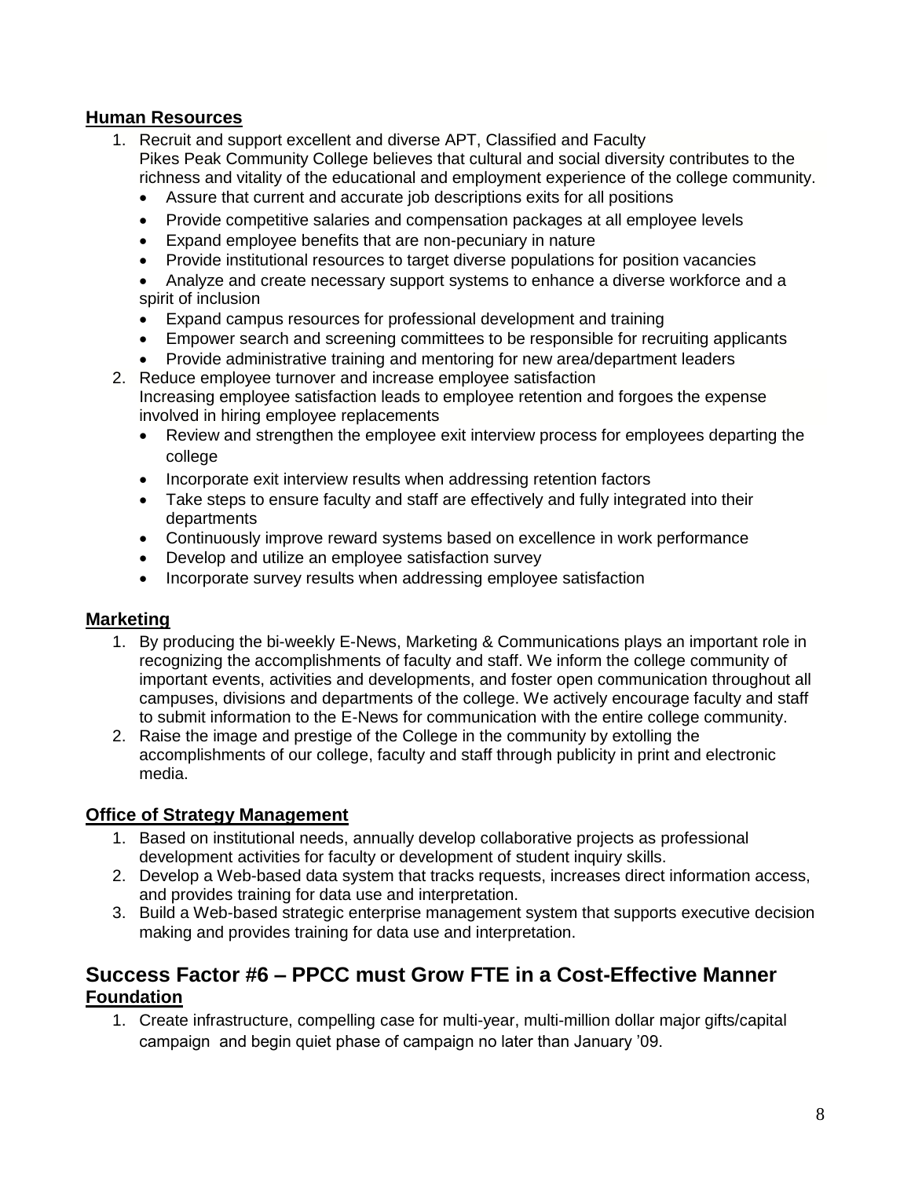**Human Resources**

1. Recruit and support excellent and diverse APT, Classified and Faculty
   Pikes Peak Community College believes that cultural and social diversity contributes to the richness and vitality of the educational and employment experience of the college community.
   - Assure that current and accurate job descriptions exits for all positions
   - Provide competitive salaries and compensation packages at all employee levels
   - Expand employee benefits that are non-pecuniary in nature
   - Provide institutional resources to target diverse populations for position vacancies
   - Analyze and create necessary support systems to enhance a diverse workforce and a spirit of inclusion
   - Expand campus resources for professional development and training
   - Empower search and screening committees to be responsible for recruiting applicants
   - Provide administrative training and mentoring for new area/department leaders
2. Reduce employee turnover and increase employee satisfaction
   Increasing employee satisfaction leads to employee retention and forgoes the expense involved in hiring employee replacements
   - Review and strengthen the employee exit interview process for employees departing the college
   - Incorporate exit interview results when addressing retention factors
   - Take steps to ensure faculty and staff are effectively and fully integrated into their departments
   - Continuously improve reward systems based on excellence in work performance
   - Develop and utilize an employee satisfaction survey
   - Incorporate survey results when addressing employee satisfaction

**Marketing**

1. By producing the bi-weekly E-News, Marketing & Communications plays an important role in recognizing the accomplishments of faculty and staff. We inform the college community of important events, activities and developments, and foster open communication throughout all campuses, divisions and departments of the college. We actively encourage faculty and staff to submit information to the E-News for communication with the entire college community.
2. Raise the image and prestige of the College in the community by extolling the accomplishments of our college, faculty and staff through publicity in print and electronic media.

**Office of Strategy Management**

1. Based on institutional needs, annually develop collaborative projects as professional development activities for faculty or development of student inquiry skills.
2. Develop a Web-based data system that tracks requests, increases direct information access, and provides training for data use and interpretation.
3. Build a Web-based strategic enterprise management system that supports executive decision making and provides training for data use and interpretation.

## Success Factor #6 – PPCC must Grow FTE in a Cost-Effective Manner

**Foundation**

1. Create infrastructure, compelling case for multi-year, multi-million dollar major gifts/capital campaign and begin quiet phase of campaign no later than January '09.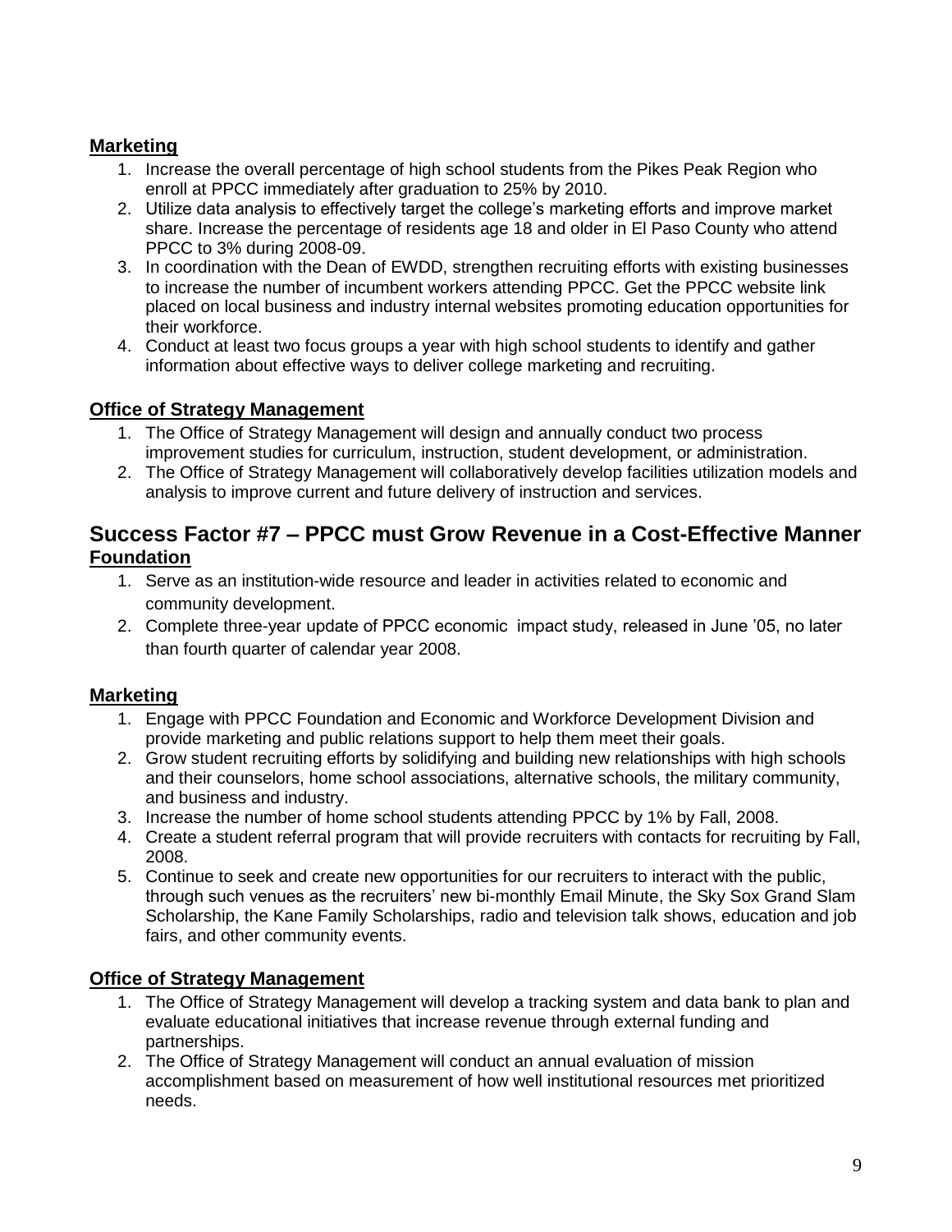### Marketing

1. Increase the overall percentage of high school students from the Pikes Peak Region who enroll at PPCC immediately after graduation to 25% by 2010.
2. Utilize data analysis to effectively target the college's marketing efforts and improve market share. Increase the percentage of residents age 18 and older in El Paso County who attend PPCC to 3% during 2008-09.
3. In coordination with the Dean of EWDD, strengthen recruiting efforts with existing businesses to increase the number of incumbent workers attending PPCC. Get the PPCC website link placed on local business and industry internal websites promoting education opportunities for their workforce.
4. Conduct at least two focus groups a year with high school students to identify and gather information about effective ways to deliver college marketing and recruiting.

### Office of Strategy Management

1. The Office of Strategy Management will design and annually conduct two process improvement studies for curriculum, instruction, student development, or administration.
2. The Office of Strategy Management will collaboratively develop facilities utilization models and analysis to improve current and future delivery of instruction and services.

## Success Factor #7 – PPCC must Grow Revenue in a Cost-Effective Manner

### Foundation

1. Serve as an institution-wide resource and leader in activities related to economic and community development.
2. Complete three-year update of PPCC economic impact study, released in June '05, no later than fourth quarter of calendar year 2008.

### Marketing

1. Engage with PPCC Foundation and Economic and Workforce Development Division and provide marketing and public relations support to help them meet their goals.
2. Grow student recruiting efforts by solidifying and building new relationships with high schools and their counselors, home school associations, alternative schools, the military community, and business and industry.
3. Increase the number of home school students attending PPCC by 1% by Fall, 2008.
4. Create a student referral program that will provide recruiters with contacts for recruiting by Fall, 2008.
5. Continue to seek and create new opportunities for our recruiters to interact with the public, through such venues as the recruiters' new bi-monthly Email Minute, the Sky Sox Grand Slam Scholarship, the Kane Family Scholarships, radio and television talk shows, education and job fairs, and other community events.

### Office of Strategy Management

1. The Office of Strategy Management will develop a tracking system and data bank to plan and evaluate educational initiatives that increase revenue through external funding and partnerships.
2. The Office of Strategy Management will conduct an annual evaluation of mission accomplishment based on measurement of how well institutional resources met prioritized needs.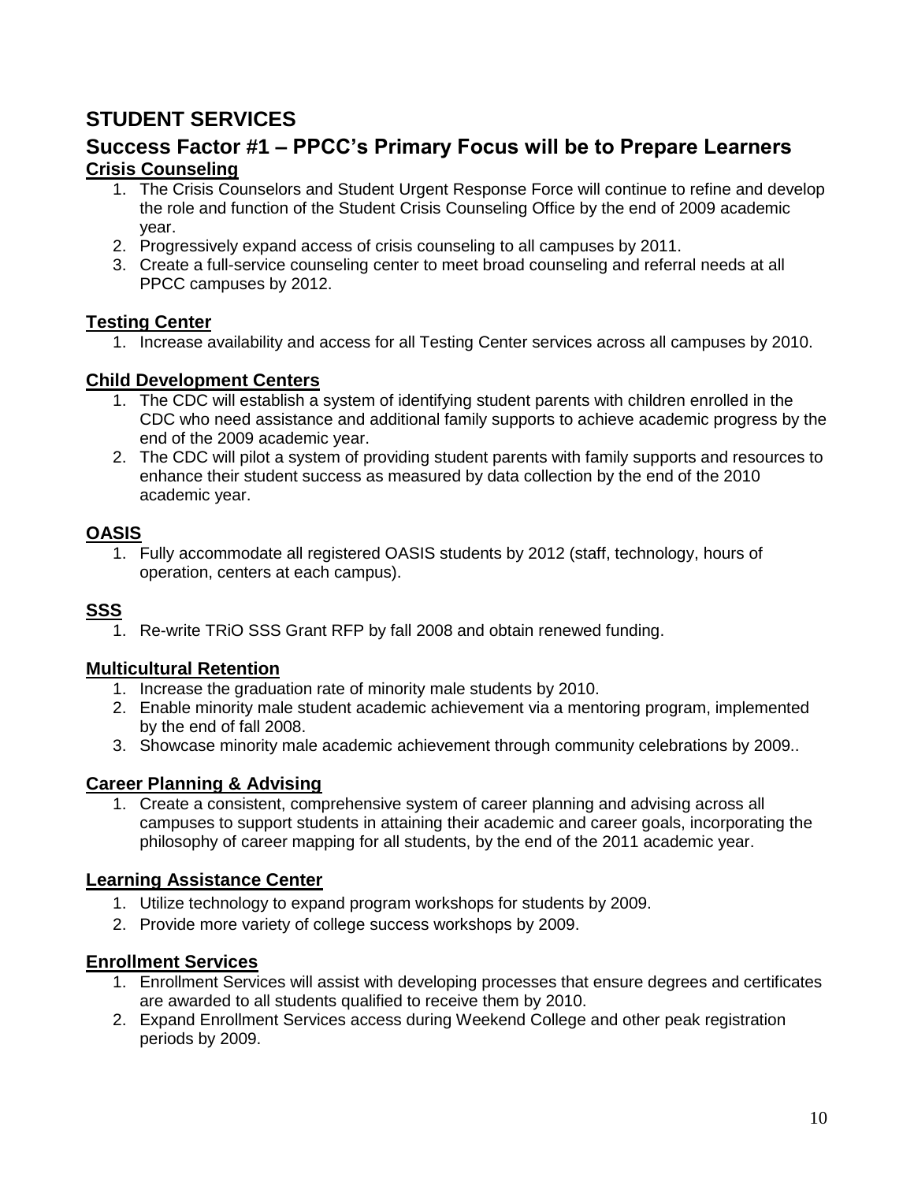# STUDENT SERVICES

## Success Factor #1 – PPCC's Primary Focus will be to Prepare Learners

### Crisis Counseling

1. The Crisis Counselors and Student Urgent Response Force will continue to refine and develop the role and function of the Student Crisis Counseling Office by the end of 2009 academic year.
2. Progressively expand access of crisis counseling to all campuses by 2011.
3. Create a full-service counseling center to meet broad counseling and referral needs at all PPCC campuses by 2012.

### Testing Center

1. Increase availability and access for all Testing Center services across all campuses by 2010.

### Child Development Centers

1. The CDC will establish a system of identifying student parents with children enrolled in the CDC who need assistance and additional family supports to achieve academic progress by the end of the 2009 academic year.
2. The CDC will pilot a system of providing student parents with family supports and resources to enhance their student success as measured by data collection by the end of the 2010 academic year.

### OASIS

1. Fully accommodate all registered OASIS students by 2012 (staff, technology, hours of operation, centers at each campus).

### SSS

1. Re-write TRiO SSS Grant RFP by fall 2008 and obtain renewed funding.

### Multicultural Retention

1. Increase the graduation rate of minority male students by 2010.
2. Enable minority male student academic achievement via a mentoring program, implemented by the end of fall 2008.
3. Showcase minority male academic achievement through community celebrations by 2009..

### Career Planning & Advising

1. Create a consistent, comprehensive system of career planning and advising across all campuses to support students in attaining their academic and career goals, incorporating the philosophy of career mapping for all students, by the end of the 2011 academic year.

### Learning Assistance Center

1. Utilize technology to expand program workshops for students by 2009.
2. Provide more variety of college success workshops by 2009.

### Enrollment Services

1. Enrollment Services will assist with developing processes that ensure degrees and certificates are awarded to all students qualified to receive them by 2010.
2. Expand Enrollment Services access during Weekend College and other peak registration periods by 2009.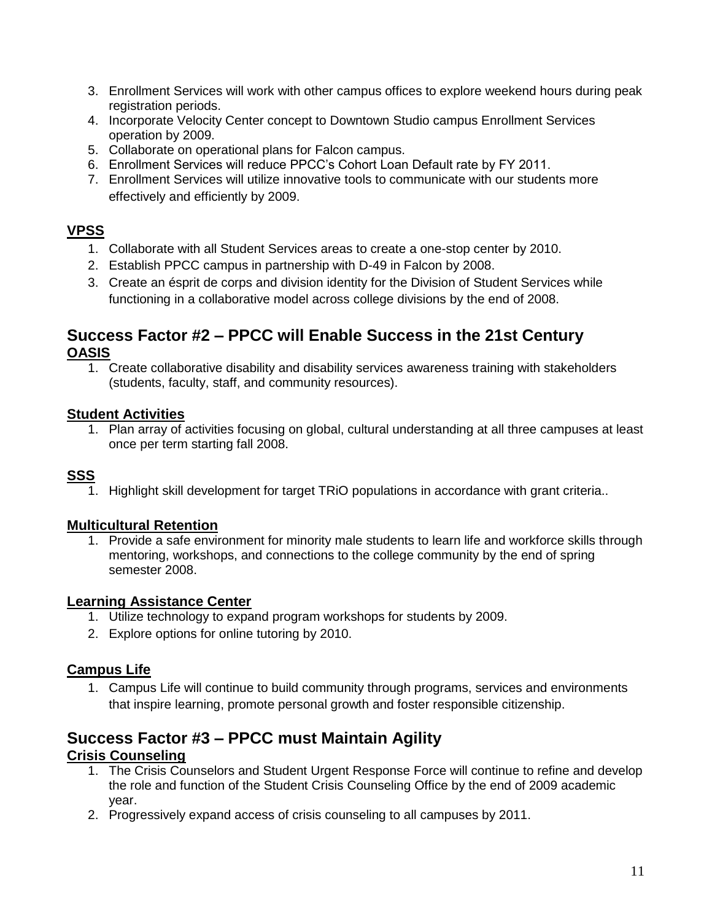3. Enrollment Services will work with other campus offices to explore weekend hours during peak registration periods.
4. Incorporate Velocity Center concept to Downtown Studio campus Enrollment Services operation by 2009.
5. Collaborate on operational plans for Falcon campus.
6. Enrollment Services will reduce PPCC's Cohort Loan Default rate by FY 2011.
7. Enrollment Services will utilize innovative tools to communicate with our students more effectively and efficiently by 2009.

### VPSS

1. Collaborate with all Student Services areas to create a one-stop center by 2010.
2. Establish PPCC campus in partnership with D-49 in Falcon by 2008.
3. Create an ésprit de corps and division identity for the Division of Student Services while functioning in a collaborative model across college divisions by the end of 2008.

## Success Factor #2 – PPCC will Enable Success in the 21st Century

### OASIS

1. Create collaborative disability and disability services awareness training with stakeholders (students, faculty, staff, and community resources).

### Student Activities

1. Plan array of activities focusing on global, cultural understanding at all three campuses at least once per term starting fall 2008.

### SSS

1. Highlight skill development for target TRiO populations in accordance with grant criteria..

### Multicultural Retention

1. Provide a safe environment for minority male students to learn life and workforce skills through mentoring, workshops, and connections to the college community by the end of spring semester 2008.

### Learning Assistance Center

1. Utilize technology to expand program workshops for students by 2009.
2. Explore options for online tutoring by 2010.

### Campus Life

1. Campus Life will continue to build community through programs, services and environments that inspire learning, promote personal growth and foster responsible citizenship.

## Success Factor #3 – PPCC must Maintain Agility

### Crisis Counseling

1. The Crisis Counselors and Student Urgent Response Force will continue to refine and develop the role and function of the Student Crisis Counseling Office by the end of 2009 academic year.
2. Progressively expand access of crisis counseling to all campuses by 2011.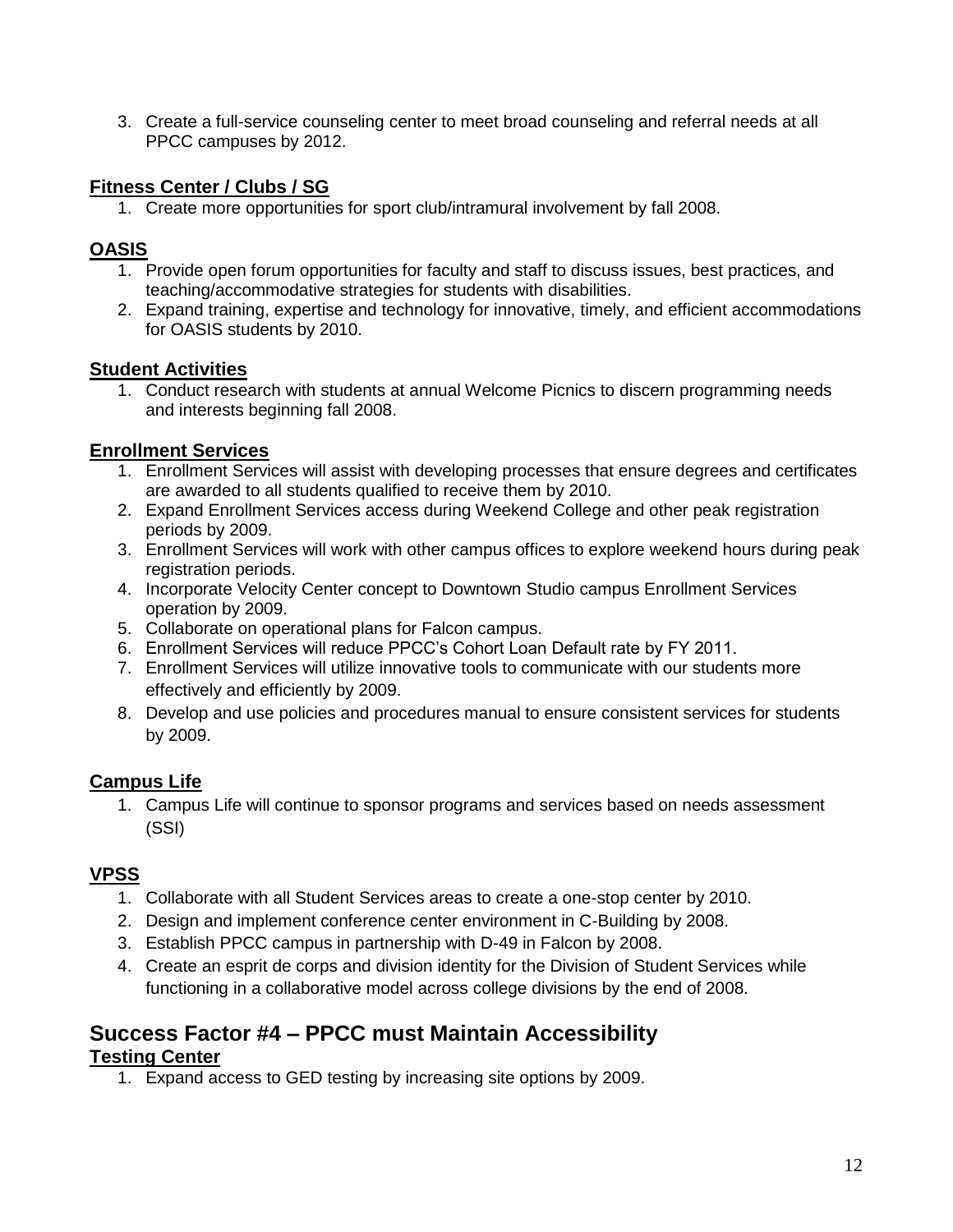3. Create a full-service counseling center to meet broad counseling and referral needs at all PPCC campuses by 2012.

### Fitness Center / Clubs / SG

1. Create more opportunities for sport club/intramural involvement by fall 2008.

### OASIS

1. Provide open forum opportunities for faculty and staff to discuss issues, best practices, and teaching/accommodative strategies for students with disabilities.
2. Expand training, expertise and technology for innovative, timely, and efficient accommodations for OASIS students by 2010.

### Student Activities

1. Conduct research with students at annual Welcome Picnics to discern programming needs and interests beginning fall 2008.

### Enrollment Services

1. Enrollment Services will assist with developing processes that ensure degrees and certificates are awarded to all students qualified to receive them by 2010.
2. Expand Enrollment Services access during Weekend College and other peak registration periods by 2009.
3. Enrollment Services will work with other campus offices to explore weekend hours during peak registration periods.
4. Incorporate Velocity Center concept to Downtown Studio campus Enrollment Services operation by 2009.
5. Collaborate on operational plans for Falcon campus.
6. Enrollment Services will reduce PPCC's Cohort Loan Default rate by FY 2011.
7. Enrollment Services will utilize innovative tools to communicate with our students more effectively and efficiently by 2009.
8. Develop and use policies and procedures manual to ensure consistent services for students by 2009.

### Campus Life

1. Campus Life will continue to sponsor programs and services based on needs assessment (SSI)

### VPSS

1. Collaborate with all Student Services areas to create a one-stop center by 2010.
2. Design and implement conference center environment in C-Building by 2008.
3. Establish PPCC campus in partnership with D-49 in Falcon by 2008.
4. Create an esprit de corps and division identity for the Division of Student Services while functioning in a collaborative model across college divisions by the end of 2008.

## Success Factor #4 – PPCC must Maintain Accessibility

### Testing Center

1. Expand access to GED testing by increasing site options by 2009.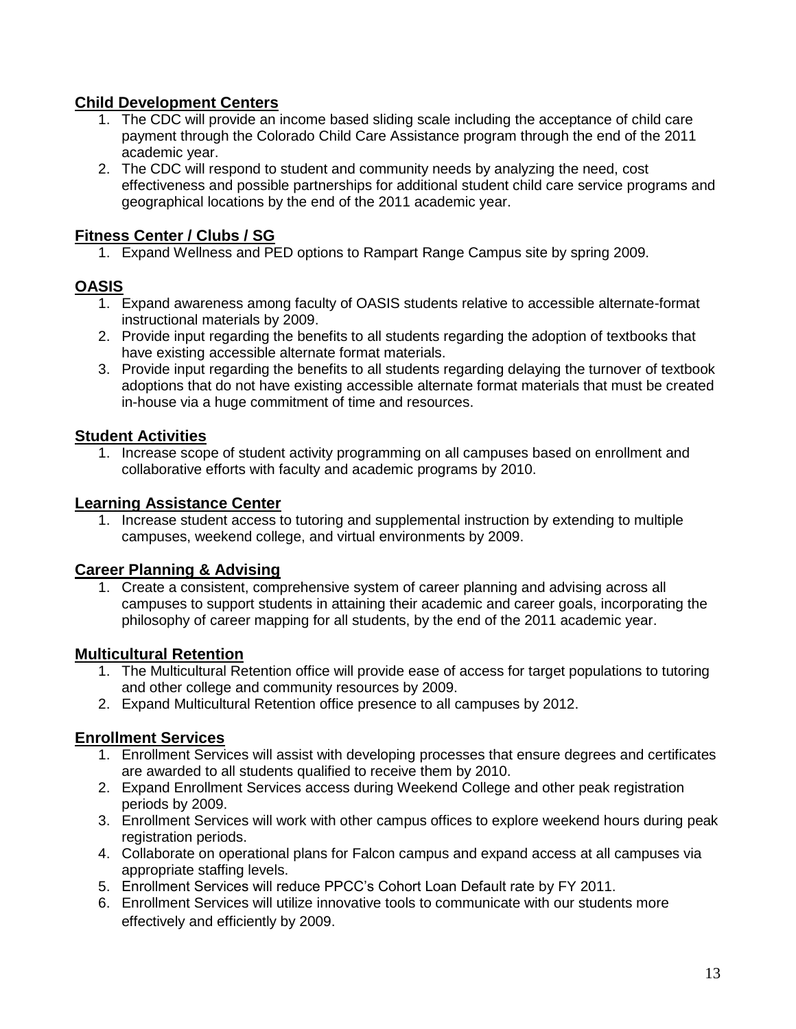## Child Development Centers

1. The CDC will provide an income based sliding scale including the acceptance of child care payment through the Colorado Child Care Assistance program through the end of the 2011 academic year.
2. The CDC will respond to student and community needs by analyzing the need, cost effectiveness and possible partnerships for additional student child care service programs and geographical locations by the end of the 2011 academic year.

## Fitness Center / Clubs / SG

1. Expand Wellness and PED options to Rampart Range Campus site by spring 2009.

## OASIS

1. Expand awareness among faculty of OASIS students relative to accessible alternate-format instructional materials by 2009.
2. Provide input regarding the benefits to all students regarding the adoption of textbooks that have existing accessible alternate format materials.
3. Provide input regarding the benefits to all students regarding delaying the turnover of textbook adoptions that do not have existing accessible alternate format materials that must be created in-house via a huge commitment of time and resources.

## Student Activities

1. Increase scope of student activity programming on all campuses based on enrollment and collaborative efforts with faculty and academic programs by 2010.

## Learning Assistance Center

1. Increase student access to tutoring and supplemental instruction by extending to multiple campuses, weekend college, and virtual environments by 2009.

## Career Planning & Advising

1. Create a consistent, comprehensive system of career planning and advising across all campuses to support students in attaining their academic and career goals, incorporating the philosophy of career mapping for all students, by the end of the 2011 academic year.

## Multicultural Retention

1. The Multicultural Retention office will provide ease of access for target populations to tutoring and other college and community resources by 2009.
2. Expand Multicultural Retention office presence to all campuses by 2012.

## Enrollment Services

1. Enrollment Services will assist with developing processes that ensure degrees and certificates are awarded to all students qualified to receive them by 2010.
2. Expand Enrollment Services access during Weekend College and other peak registration periods by 2009.
3. Enrollment Services will work with other campus offices to explore weekend hours during peak registration periods.
4. Collaborate on operational plans for Falcon campus and expand access at all campuses via appropriate staffing levels.
5. Enrollment Services will reduce PPCC's Cohort Loan Default rate by FY 2011.
6. Enrollment Services will utilize innovative tools to communicate with our students more effectively and efficiently by 2009.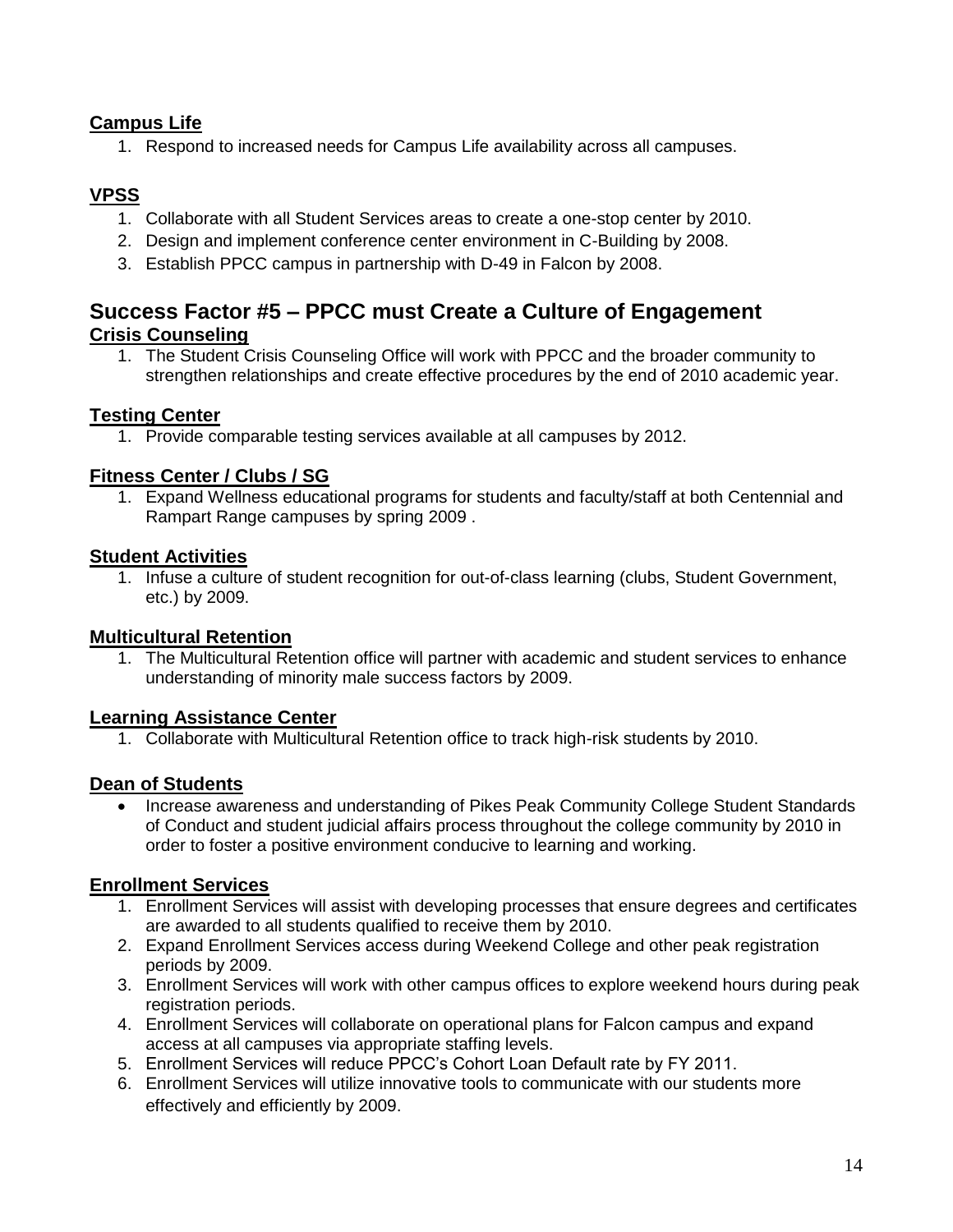### Campus Life

1. Respond to increased needs for Campus Life availability across all campuses.

### VPSS

1. Collaborate with all Student Services areas to create a one-stop center by 2010.
2. Design and implement conference center environment in C-Building by 2008.
3. Establish PPCC campus in partnership with D-49 in Falcon by 2008.

## Success Factor #5 – PPCC must Create a Culture of Engagement

### Crisis Counseling

1. The Student Crisis Counseling Office will work with PPCC and the broader community to strengthen relationships and create effective procedures by the end of 2010 academic year.

### Testing Center

1. Provide comparable testing services available at all campuses by 2012.

### Fitness Center / Clubs / SG

1. Expand Wellness educational programs for students and faculty/staff at both Centennial and Rampart Range campuses by spring 2009 .

### Student Activities

1. Infuse a culture of student recognition for out-of-class learning (clubs, Student Government, etc.) by 2009.

### Multicultural Retention

1. The Multicultural Retention office will partner with academic and student services to enhance understanding of minority male success factors by 2009.

### Learning Assistance Center

1. Collaborate with Multicultural Retention office to track high-risk students by 2010.

### Dean of Students

- Increase awareness and understanding of Pikes Peak Community College Student Standards of Conduct and student judicial affairs process throughout the college community by 2010 in order to foster a positive environment conducive to learning and working.

### Enrollment Services

1. Enrollment Services will assist with developing processes that ensure degrees and certificates are awarded to all students qualified to receive them by 2010.
2. Expand Enrollment Services access during Weekend College and other peak registration periods by 2009.
3. Enrollment Services will work with other campus offices to explore weekend hours during peak registration periods.
4. Enrollment Services will collaborate on operational plans for Falcon campus and expand access at all campuses via appropriate staffing levels.
5. Enrollment Services will reduce PPCC's Cohort Loan Default rate by FY 2011.
6. Enrollment Services will utilize innovative tools to communicate with our students more effectively and efficiently by 2009.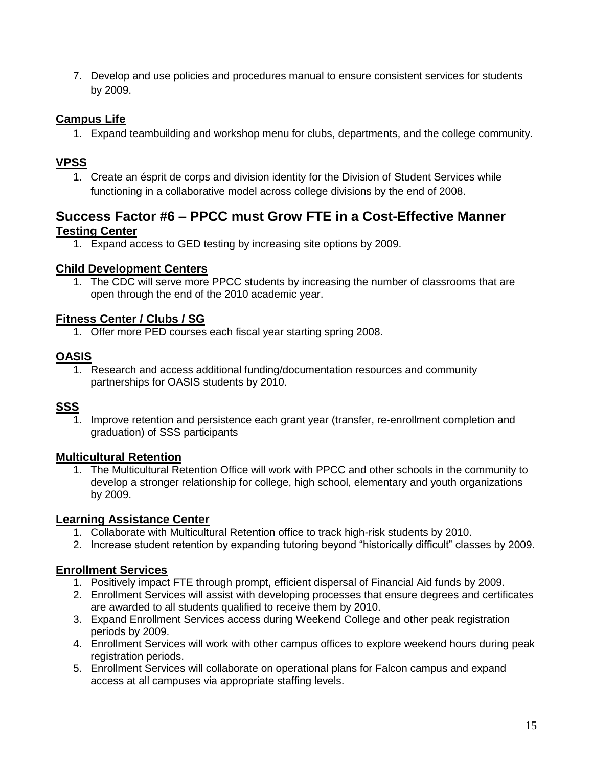7. Develop and use policies and procedures manual to ensure consistent services for students by 2009.

### Campus Life

1. Expand teambuilding and workshop menu for clubs, departments, and the college community.

### VPSS

1. Create an ésprit de corps and division identity for the Division of Student Services while functioning in a collaborative model across college divisions by the end of 2008.

## Success Factor #6 – PPCC must Grow FTE in a Cost-Effective Manner

### Testing Center

1. Expand access to GED testing by increasing site options by 2009.

### Child Development Centers

1. The CDC will serve more PPCC students by increasing the number of classrooms that are open through the end of the 2010 academic year.

### Fitness Center / Clubs / SG

1. Offer more PED courses each fiscal year starting spring 2008.

### OASIS

1. Research and access additional funding/documentation resources and community partnerships for OASIS students by 2010.

### SSS

1. Improve retention and persistence each grant year (transfer, re-enrollment completion and graduation) of SSS participants

### Multicultural Retention

1. The Multicultural Retention Office will work with PPCC and other schools in the community to develop a stronger relationship for college, high school, elementary and youth organizations by 2009.

### Learning Assistance Center

1. Collaborate with Multicultural Retention office to track high-risk students by 2010.
2. Increase student retention by expanding tutoring beyond "historically difficult" classes by 2009.

### Enrollment Services

1. Positively impact FTE through prompt, efficient dispersal of Financial Aid funds by 2009.
2. Enrollment Services will assist with developing processes that ensure degrees and certificates are awarded to all students qualified to receive them by 2010.
3. Expand Enrollment Services access during Weekend College and other peak registration periods by 2009.
4. Enrollment Services will work with other campus offices to explore weekend hours during peak registration periods.
5. Enrollment Services will collaborate on operational plans for Falcon campus and expand access at all campuses via appropriate staffing levels.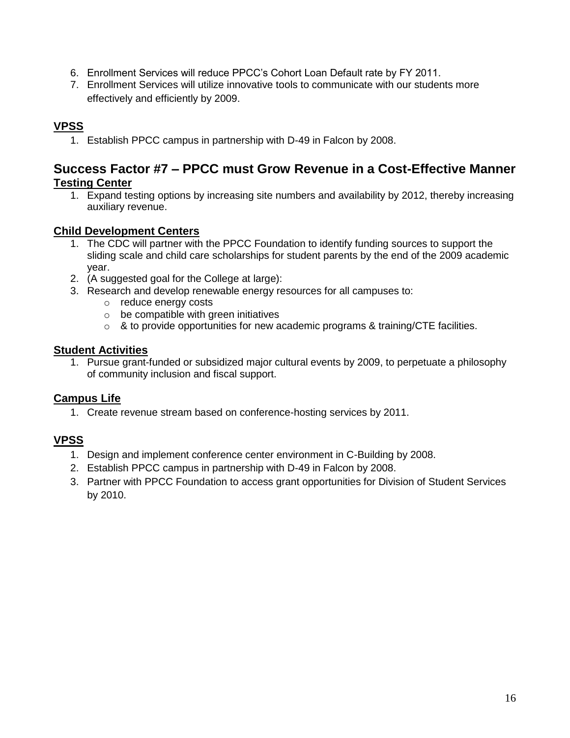6. Enrollment Services will reduce PPCC's Cohort Loan Default rate by FY 2011.
7. Enrollment Services will utilize innovative tools to communicate with our students more effectively and efficiently by 2009.

**VPSS**

1. Establish PPCC campus in partnership with D-49 in Falcon by 2008.

## Success Factor #7 – PPCC must Grow Revenue in a Cost-Effective Manner

**Testing Center**

1. Expand testing options by increasing site numbers and availability by 2012, thereby increasing auxiliary revenue.

**Child Development Centers**

1. The CDC will partner with the PPCC Foundation to identify funding sources to support the sliding scale and child care scholarships for student parents by the end of the 2009 academic year.
2. (A suggested goal for the College at large):
3. Research and develop renewable energy resources for all campuses to:
   - reduce energy costs
   - be compatible with green initiatives
   - & to provide opportunities for new academic programs & training/CTE facilities.

**Student Activities**

1. Pursue grant-funded or subsidized major cultural events by 2009, to perpetuate a philosophy of community inclusion and fiscal support.

**Campus Life**

1. Create revenue stream based on conference-hosting services by 2011.

**VPSS**

1. Design and implement conference center environment in C-Building by 2008.
2. Establish PPCC campus in partnership with D-49 in Falcon by 2008.
3. Partner with PPCC Foundation to access grant opportunities for Division of Student Services by 2010.